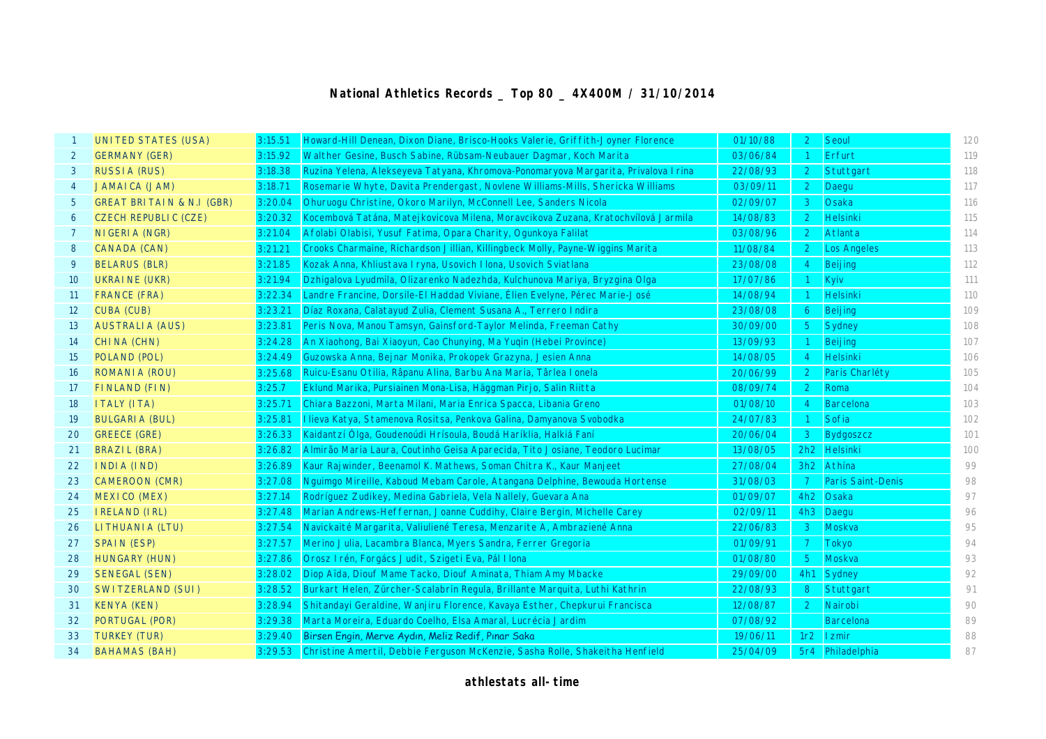**National Athletics Records _ Top 80 _ 4X400M / 31/10/2014**

| | | | | | | | |
|---|---|---|---|---|---|---|---|
| 1 | UNITED STATES (USA) | 3:15.51 | Howard-Hill Denean, Dixon Diane, Brisco-Hooks Valerie, Griffith-Joyner Florence | 01/10/88 | 2 | Seoul | 120 |
| 2 | GERMANY (GER) | 3:15.92 | Walther Gesine, Busch Sabine, Rübsam-Neubauer Dagmar, Koch Marita | 03/06/84 | 1 | Erfurt | 119 |
| 3 | RUSSIA (RUS) | 3:18.38 | Ruzina Yelena, Alekseyeva Tatyana, Khromova-Ponomaryova Margarita, Privalova Irina | 22/08/93 | 2 | Stuttgart | 118 |
| 4 | JAMAICA (JAM) | 3:18.71 | Rosemarie Whyte, Davita Prendergast, Novlene Williams-Mills, Shericka Williams | 03/09/11 | 2 | Daegu | 117 |
| 5 | GREAT BRITAIN & N.I (GBR) | 3:20.04 | Ohuruogu Christine, Okoro Marilyn, McConnell Lee, Sanders Nicola | 02/09/07 | 3 | Osaka | 116 |
| 6 | CZECH REPUBLIC (CZE) | 3:20.32 | Kocembová Tatána, Matejkovicova Milena, Moravcikova Zuzana, Kratochvílová Jarmila | 14/08/83 | 2 | Helsinki | 115 |
| 7 | NIGERIA (NGR) | 3:21.04 | Afolabi Olabisi, Yusuf Fatima, Opara Charity, Ogunkoya Falilat | 03/08/96 | 2 | Atlanta | 114 |
| 8 | CANADA (CAN) | 3:21.21 | Crooks Charmaine, Richardson Jillian, Killingbeck Molly, Payne-Wiggins Marita | 11/08/84 | 2 | Los Angeles | 113 |
| 9 | BELARUS (BLR) | 3:21.85 | Kozak Anna, Khliustava Iryna, Usovich Ilona, Usovich Sviatlana | 23/08/08 | 4 | Beijing | 112 |
| 10 | UKRAINE (UKR) | 3:21.94 | Dzhigalova Lyudmila, Olizarenko Nadezhda, Kulchunova Mariya, Bryzgina Olga | 17/07/86 | 1 | Kyiv | 111 |
| 11 | FRANCE (FRA) | 3:22.34 | Landre Francine, Dorsile-El Haddad Viviane, Élien Evelyne, Pérec Marie-José | 14/08/94 | 1 | Helsinki | 110 |
| 12 | CUBA (CUB) | 3:23.21 | Díaz Roxana, Calatayud Zulia, Clement Susana A., Terrero Indira | 23/08/08 | 6 | Beijing | 109 |
| 13 | AUSTRALIA (AUS) | 3:23.81 | Peris Nova, Manou Tamsyn, Gainsford-Taylor Melinda, Freeman Cathy | 30/09/00 | 5 | Sydney | 108 |
| 14 | CHINA (CHN) | 3:24.28 | An Xiaohong, Bai Xiaoyun, Cao Chunying, Ma Yuqin (Hebei Province) | 13/09/93 | 1 | Beijing | 107 |
| 15 | POLAND (POL) | 3:24.49 | Guzowska Anna, Bejnar Monika, Prokopek Grazyna, Jesien Anna | 14/08/05 | 4 | Helsinki | 106 |
| 16 | ROMANIA (ROU) | 3:25.68 | Ruicu-Esanu Otilia, Râpanu Alina, Barbu Ana Maria, Târlea Ionela | 20/06/99 | 2 | Paris Charléty | 105 |
| 17 | FINLAND (FIN) | 3:25.7 | Eklund Marika, Pursiainen Mona-Lisa, Häggman Pirjo, Salin Riitta | 08/09/74 | 2 | Roma | 104 |
| 18 | ITALY (ITA) | 3:25.71 | Chiara Bazzoni, Marta Milani, Maria Enrica Spacca, Libania Greno | 01/08/10 | 4 | Barcelona | 103 |
| 19 | BULGARIA (BUL) | 3:25.81 | Ilieva Katya, Stamenova Rositsa, Penkova Galina, Damyanova Svobodka | 24/07/83 | 1 | Sofia | 102 |
| 20 | GREECE (GRE) | 3:26.33 | Kaidantzí Ólga, Goudenoúdi Hrísoula, Boudá Haríklia, Halkiá Faní | 20/06/04 | 3 | Bydgoszcz | 101 |
| 21 | BRAZIL (BRA) | 3:26.82 | Almirão Maria Laura, Coutinho Geisa Aparecida, Tito Josiane, Teodoro Lucimar | 13/08/05 | 2h2 | Helsinki | 100 |
| 22 | INDIA (IND) | 3:26.89 | Kaur Rajwinder, Beenamol K. Mathews, Soman Chitra K., Kaur Manjeet | 27/08/04 | 3h2 | Athína | 99 |
| 23 | CAMEROON (CMR) | 3:27.08 | Nguimgo Mireille, Kaboud Mebam Carole, Atangana Delphine, Bewouda Hortense | 31/08/03 | 7 | Paris Saint-Denis | 98 |
| 24 | MEXICO (MEX) | 3:27.14 | Rodríguez Zudikey, Medina Gabriela, Vela Nallely, Guevara Ana | 01/09/07 | 4h2 | Osaka | 97 |
| 25 | IRELAND (IRL) | 3:27.48 | Marian Andrews-Heffernan, Joanne Cuddihy, Claire Bergin, Michelle Carey | 02/09/11 | 4h3 | Daegu | 96 |
| 26 | LITHUANIA (LTU) | 3:27.54 | Navickaité Margarita, Valiuliené Teresa, Menzarite A, Ambraziené Anna | 22/06/83 | 3 | Moskva | 95 |
| 27 | SPAIN (ESP) | 3:27.57 | Merino Julia, Lacambra Blanca, Myers Sandra, Ferrer Gregoria | 01/09/91 | 7 | Tokyo | 94 |
| 28 | HUNGARY (HUN) | 3:27.86 | Orosz Irén, Forgács Judit, Szigeti Eva, Pál Ilona | 01/08/80 | 5 | Moskva | 93 |
| 29 | SENEGAL (SEN) | 3:28.02 | Diop Aïda, Diouf Mame Tacko, Diouf Aminata, Thiam Amy Mbacke | 29/09/00 | 4h1 | Sydney | 92 |
| 30 | SWITZERLAND (SUI) | 3:28.52 | Burkart Helen, Zürcher-Scalabrin Regula, Brillante Marquita, Luthi Kathrin | 22/08/93 | 8 | Stuttgart | 91 |
| 31 | KENYA (KEN) | 3:28.94 | Shitandayi Geraldine, Wanjiru Florence, Kavaya Esther, Chepkurui Francisca | 12/08/87 | 2 | Nairobi | 90 |
| 32 | PORTUGAL (POR) | 3:29.38 | Marta Moreira, Eduardo Coelho, Elsa Amaral, Lucrécia Jardim | 07/08/92 | | Barcelona | 89 |
| 33 | TURKEY (TUR) | 3:29.40 | Birsen Engin, Merve Aydın, Meliz Redif, Pınar Saka | 19/06/11 | 1r2 | Izmir | 88 |
| 34 | BAHAMAS (BAH) | 3:29.53 | Christine Amertil, Debbie Ferguson McKenzie, Sasha Rolle, Shakeitha Henfield | 25/04/09 | 5r4 | Philadelphia | 87 |

**athlestats all-time**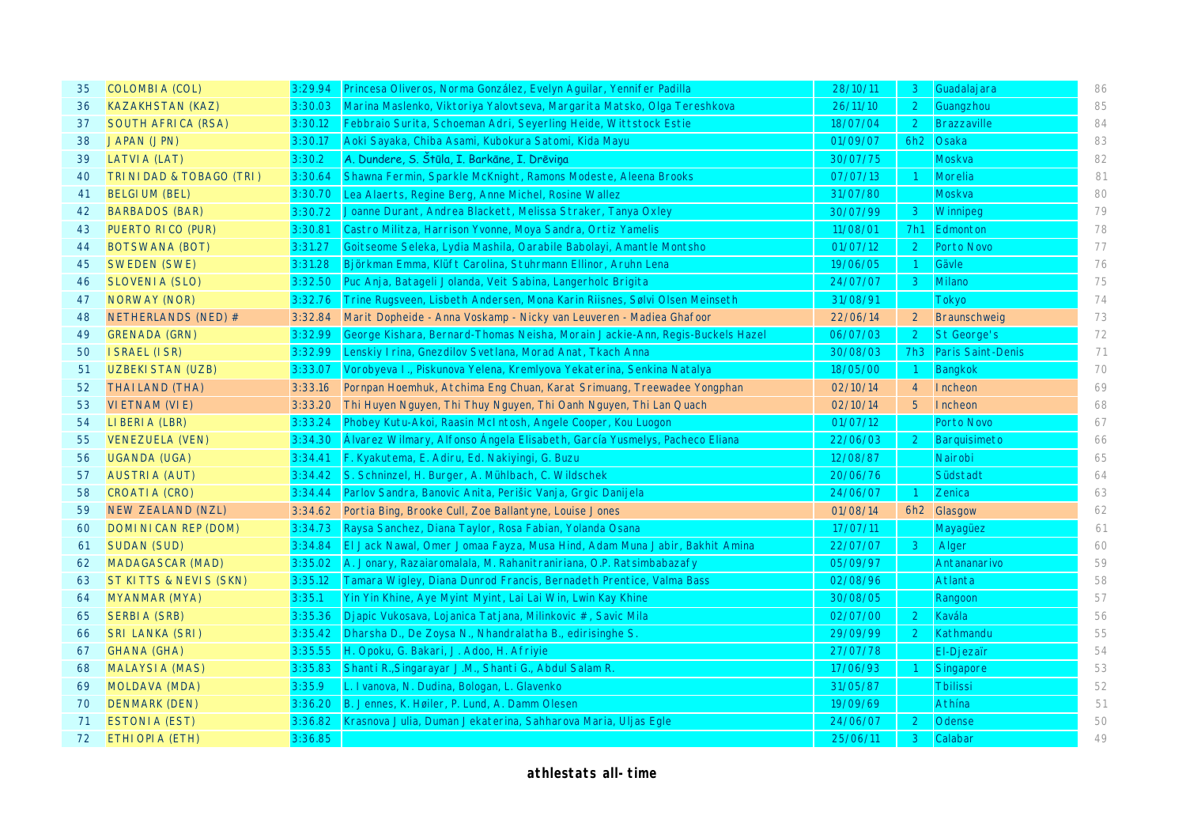| 35 | COLOMBIA (COL) | 3:29.94 | Princesa Oliveros, Norma González, Evelyn Aguilar, Yennifer Padilla | 28/10/11 | 3 | Guadalajara | 86 |
|---|---|---|---|---|---|---|---|
| 36 | KAZAKHSTAN (KAZ) | 3:30.03 | Marina Maslenko, Viktoriya Yalovtseva, Margarita Matsko, Olga Tereshkova | 26/11/10 | 2 | Guangzhou | 85 |
| 37 | SOUTH AFRICA (RSA) | 3:30.12 | Febbraio Surita, Schoeman Adri, Seyerling Heide, Wittstock Estie | 18/07/04 | 2 | Brazzaville | 84 |
| 38 | JAPAN (JPN) | 3:30.17 | Aoki Sayaka, Chiba Asami, Kubokura Satomi, Kida Mayu | 01/09/07 | 6h2 | Osaka | 83 |
| 39 | LATVIA (LAT) | 3:30.2 | *A. Dundere, S. Štūla, I. Barkāne, I. Drēviņa* | 30/07/75 | | Moskva | 82 |
| 40 | TRINIDAD & TOBAGO (TRI) | 3:30.64 | Shawna Fermin, Sparkle McKnight, Ramons Modeste, Aleena Brooks | 07/07/13 | 1 | Morelia | 81 |
| 41 | BELGIUM (BEL) | 3:30.70 | Lea Alaerts, Regine Berg, Anne Michel, Rosine Wallez | 31/07/80 | | Moskva | 80 |
| 42 | BARBADOS (BAR) | 3:30.72 | Joanne Durant, Andrea Blackett, Melissa Straker, Tanya Oxley | 30/07/99 | 3 | Winnipeg | 79 |
| 43 | PUERTO RICO (PUR) | 3:30.81 | Castro Militza, Harrison Yvonne, Moya Sandra, Ortiz Yamelis | 11/08/01 | 7h1 | Edmonton | 78 |
| 44 | BOTSWANA (BOT) | 3:31.27 | Goitseome Seleka, Lydia Mashila, Oarabile Babolayi, Amantle Montsho | 01/07/12 | 2 | Porto Novo | 77 |
| 45 | SWEDEN (SWE) | 3:31.28 | Björkman Emma, Klüft Carolina, Stuhrmann Ellinor, Aruhn Lena | 19/06/05 | 1 | Gävle | 76 |
| 46 | SLOVENIA (SLO) | 3:32.50 | Puc Anja, Batagelj Jolanda, Veit Sabina, Langerholc Brigita | 24/07/07 | 3 | Milano | 75 |
| 47 | NORWAY (NOR) | 3:32.76 | Trine Rugsveen, Lisbeth Andersen, Mona Karin Riisnes, Sølvi Olsen Meinseth | 31/08/91 | | Tokyo | 74 |
| 48 | NETHERLANDS (NED) # | 3:32.84 | Marit Dopheide - Anna Voskamp - Nicky van Leuveren - Madiea Ghafoor | 22/06/14 | 2 | Braunschweig | 73 |
| 49 | GRENADA (GRN) | 3:32.99 | George Kishara, Bernard-Thomas Neisha, Morain Jackie-Ann, Regis-Buckels Hazel | 06/07/03 | 2 | St George's | 72 |
| 50 | ISRAEL (ISR) | 3:32.99 | Lenskiy Irina, Gnezdilov Svetlana, Morad Anat, Tkach Anna | 30/08/03 | 7h3 | Paris Saint-Denis | 71 |
| 51 | UZBEKISTAN (UZB) | 3:33.07 | Vorobyeva I., Piskunova Yelena, Kremlyova Yekaterina, Senkina Natalya | 18/05/00 | 1 | Bangkok | 70 |
| 52 | THAILAND (THA) | 3:33.16 | Pornpan Hoemhuk, Atchima Eng Chuan, Karat Srimuang, Treewadee Yongphan | 02/10/14 | 4 | Incheon | 69 |
| 53 | VIETNAM (VIE) | 3:33.20 | Thi Huyen Nguyen, Thi Thuy Nguyen, Thi Oanh Nguyen, Thi Lan Quach | 02/10/14 | 5 | Incheon | 68 |
| 54 | LIBERIA (LBR) | 3:33.24 | Phobey Kutu-Akoi, Raasin McIntosh, Angele Cooper, Kou Luogon | 01/07/12 | | Porto Novo | 67 |
| 55 | VENEZUELA (VEN) | 3:34.30 | Álvarez Wilmary, Alfonso Ángela Elisabeth, García Yusmelys, Pacheco Eliana | 22/06/03 | 2 | Barquisimeto | 66 |
| 56 | UGANDA (UGA) | 3:34.41 | F. Kyakutema, E. Adiru, Ed. Nakiyingi, G. Buzu | 12/08/87 | | Nairobi | 65 |
| 57 | AUSTRIA (AUT) | 3:34.42 | S. Schninzel, H. Burger, A. Mühlbach, C. Wildschek | 20/06/76 | | Südstadt | 64 |
| 58 | CROATIA (CRO) | 3:34.44 | Parlov Sandra, Banovic Anita, Perišic Vanja, Grgic Danijela | 24/06/07 | 1 | Zenica | 63 |
| 59 | NEW ZEALAND (NZL) | 3:34.62 | Portia Bing, Brooke Cull, Zoe Ballantyne, Louise Jones | 01/08/14 | 6h2 | Glasgow | 62 |
| 60 | DOMINICAN REP (DOM) | 3:34.73 | Raysa Sanchez, Diana Taylor, Rosa Fabian, Yolanda Osana | 17/07/11 | | Mayagüez | 61 |
| 61 | SUDAN (SUD) | 3:34.84 | El Jack Nawal, Omer Jomaa Fayza, Musa Hind, Adam Muna Jabir, Bakhit Amina | 22/07/07 | 3 | Alger | 60 |
| 62 | MADAGASCAR (MAD) | 3:35.02 | A. Jonary, Razaiaromalala, M. Rahanitraniriana, O.P. Ratsimbazafy | 05/09/97 | | Antananarivo | 59 |
| 63 | ST KITTS & NEVIS (SKN) | 3:35.12 | Tamara Wigley, Diana Dunrod Francis, Bernadeth Prentice, Valma Bass | 02/08/96 | | Atlanta | 58 |
| 64 | MYANMAR (MYA) | 3:35.1 | Yin Yin Khine, Aye Myint Myint, Lai Lai Win, Lwin Kay Khine | 30/08/05 | | Rangoon | 57 |
| 65 | SERBIA (SRB) | 3:35.36 | Djapic Vukosava, Lojanica Tatjana, Milinkovic #, Savic Mila | 02/07/00 | 2 | Kavála | 56 |
| 66 | SRI LANKA (SRI) | 3:35.42 | Dharsha D., De Zoysa N., Nhandralatha B., edirisinghe S. | 29/09/99 | 2 | Kathmandu | 55 |
| 67 | GHANA (GHA) | 3:35.55 | H. Opoku, G. Bakari, J. Adoo, H. Afriyie | 27/07/78 | | El-Djezaïr | 54 |
| 68 | MALAYSIA (MAS) | 3:35.83 | Shanti R.,Singarayar J.M., Shanti G., Abdul Salam R. | 17/06/93 | 1 | Singapore | 53 |
| 69 | MOLDAVA (MDA) | 3:35.9 | L. Ivanova, N. Dudina, Bologan, L. Glavenko | 31/05/87 | | Tbilissi | 52 |
| 70 | DENMARK (DEN) | 3:36.20 | B. Jennes, K. Høiler, P. Lund, A. Damm Olesen | 19/09/69 | | Athína | 51 |
| 71 | ESTONIA (EST) | 3:36.82 | Krasnova Julia, Duman Jekaterina, Sahharova Maria, Uljas Egle | 24/06/07 | 2 | Odense | 50 |
| 72 | ETHIOPIA (ETH) | 3:36.85 | | 25/06/11 | 3 | Calabar | 49 |

**athlestats all-time**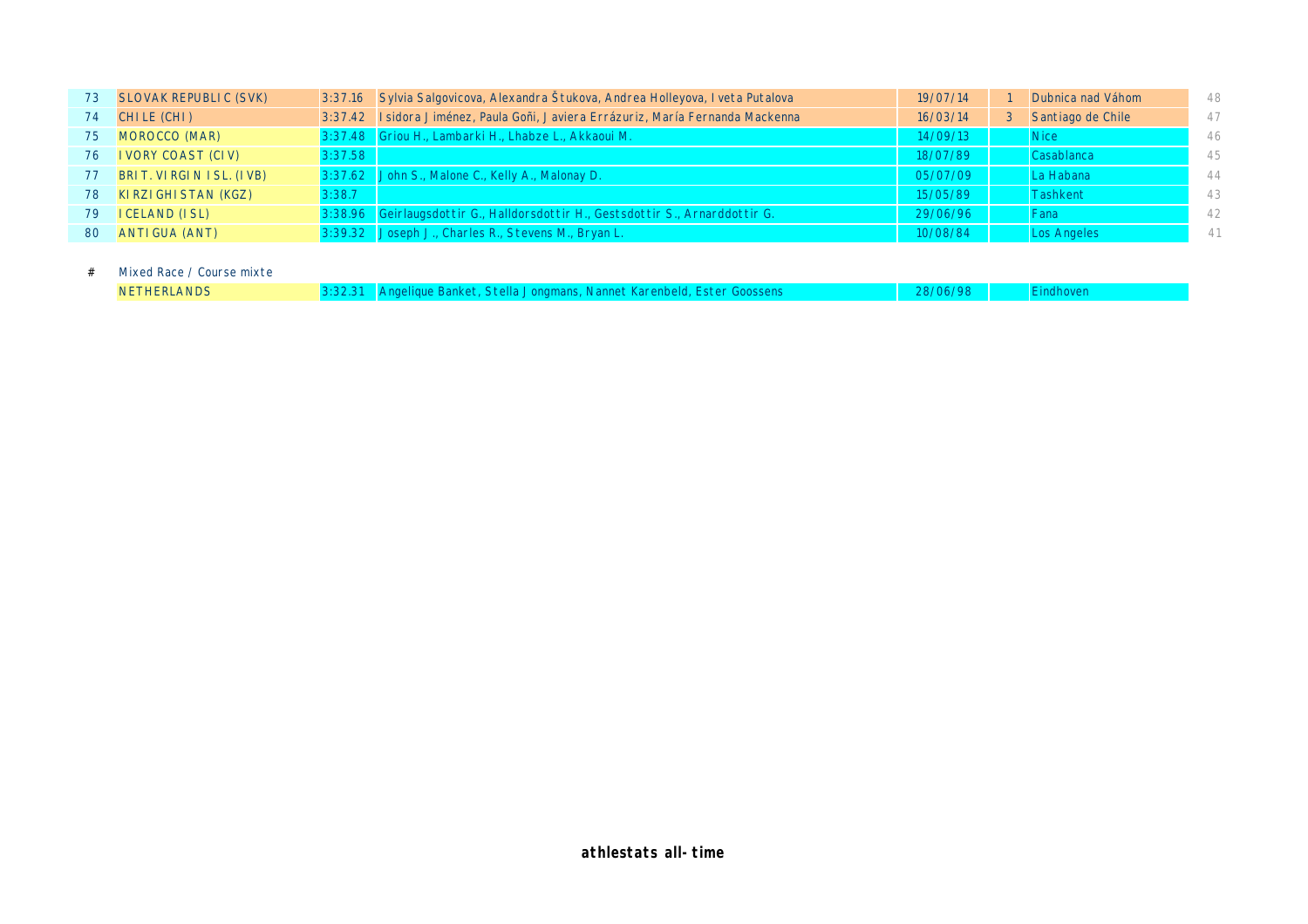| | | | | | | | |
|---|---|---|---|---|---|---|---|
| 73 | SLOVAK REPUBLIC (SVK) | 3:37.16 | Sylvia Salgovicova, Alexandra Štukova, Andrea Holleyova, Iveta Putalova | 19/07/14 | 1 | Dubnica nad Váhom | 48 |
| 74 | CHILE (CHI) | 3:37.42 | Isidora Jiménez, Paula Goñi, Javiera Errázuriz, María Fernanda Mackenna | 16/03/14 | 3 | Santiago de Chile | 47 |
| 75 | MOROCCO (MAR) | 3:37.48 | Griou H., Lambarki H., Lhabze L., Akkaoui M. | 14/09/13 | | Nice | 46 |
| 76 | IVORY COAST (CIV) | 3:37.58 | | 18/07/89 | | Casablanca | 45 |
| 77 | BRIT. VIRGIN ISL. (IVB) | 3:37.62 | John S., Malone C., Kelly A., Malonay D. | 05/07/09 | | La Habana | 44 |
| 78 | KIRZIGHISTAN (KGZ) | 3:38.7 | | 15/05/89 | | Tashkent | 43 |
| 79 | ICELAND (ISL) | 3:38.96 | Geirlaugsdottir G., Halldorsdottir H., Gestsdottir S., Arnarddottir G. | 29/06/96 | | Fana | 42 |
| 80 | ANTIGUA (ANT) | 3:39.32 | Joseph J., Charles R., Stevens M., Bryan L. | 10/08/84 | | Los Angeles | 41 |

| # | Mixed Race / Course mixte | | | | | | |
|---|---|---|---|---|---|---|---|
| | NETHERLANDS | 3:32.31 | Angelique Banket, Stella Jongmans, Nannet Karenbeld, Ester Goossens | 28/06/98 | | Eindhoven | |

**athlestats all-time**